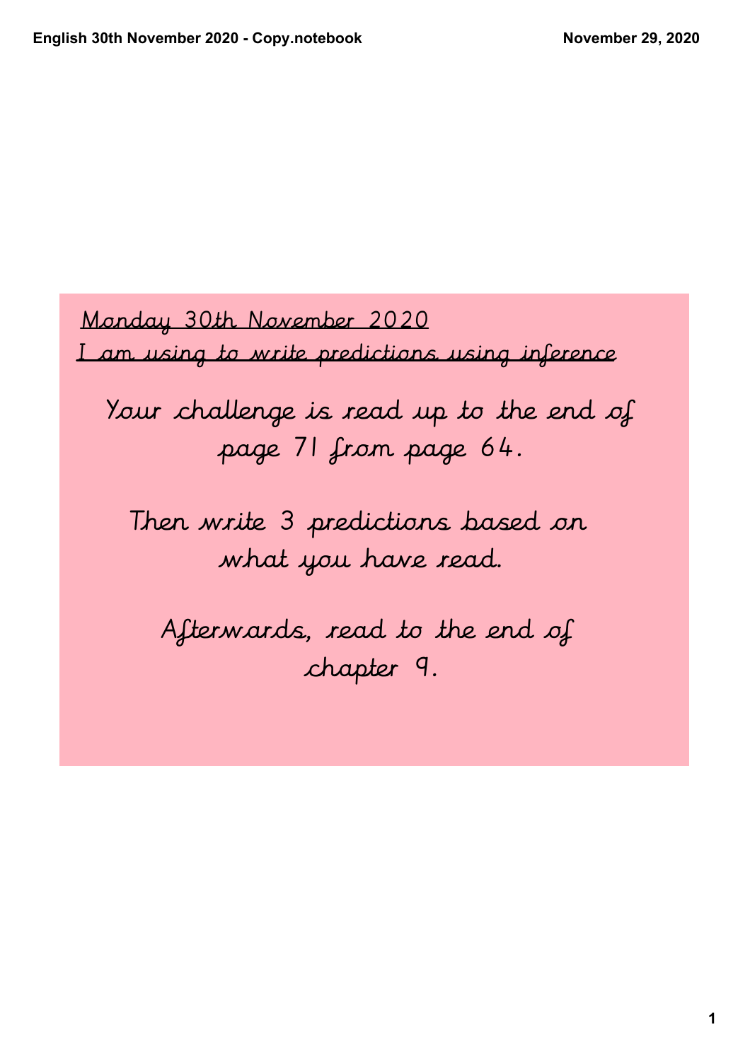<u>Monday 30th November 2020</u>

<u>I am using to write predictions using inference</u>

Your challenge is read up to the end of page 71 from page 64.

Then write 3 predictions based on what you have read.

Afterwards, read to the end of chapter 9.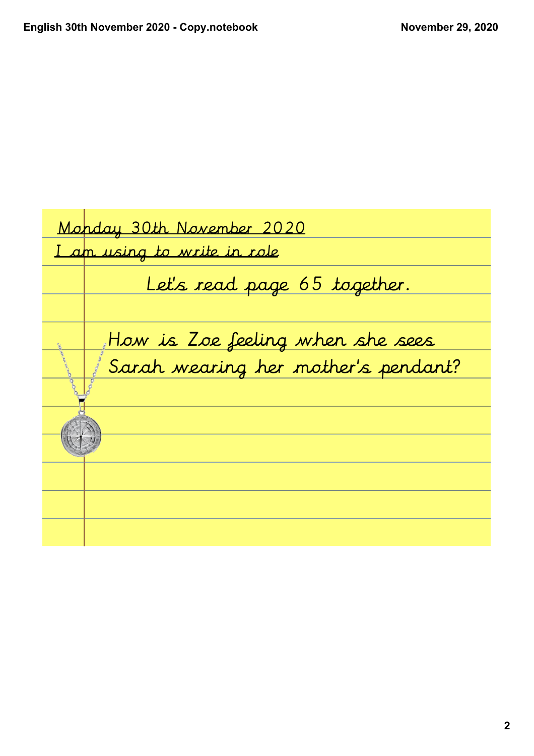Monday 30th November 2020

I am using to write in role

Let's read page 65 together.

How is Zoe feeling when she sees Sarah wearing her mother's pendant?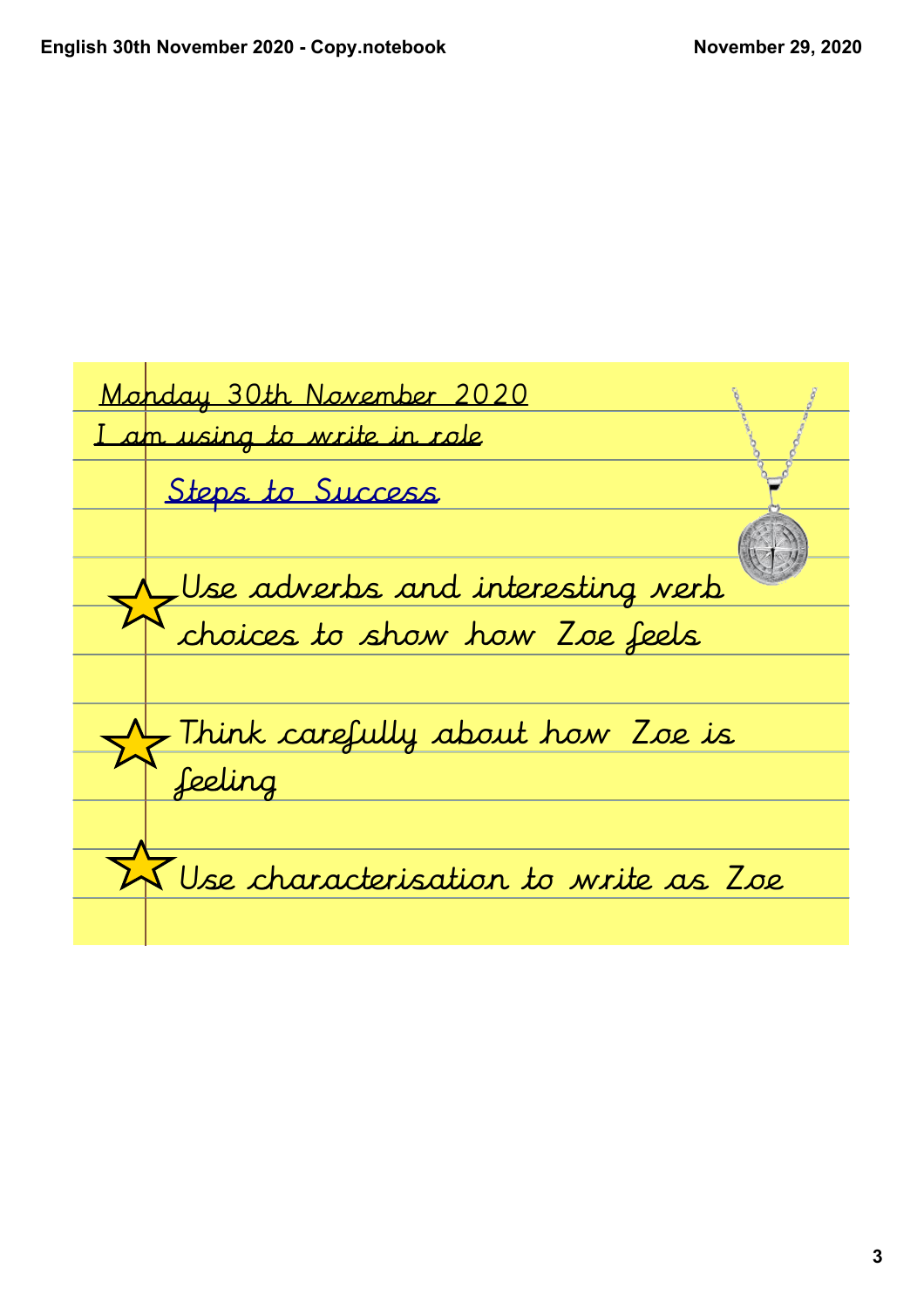Monday 30th November 2020

I am using to write in role

## Steps to Success

- ★ Use adverbs and interesting verb choices to show how Zoe feels
- ★ Think carefully about how Zoe is feeling
- ★ Use characterisation to write as Zoe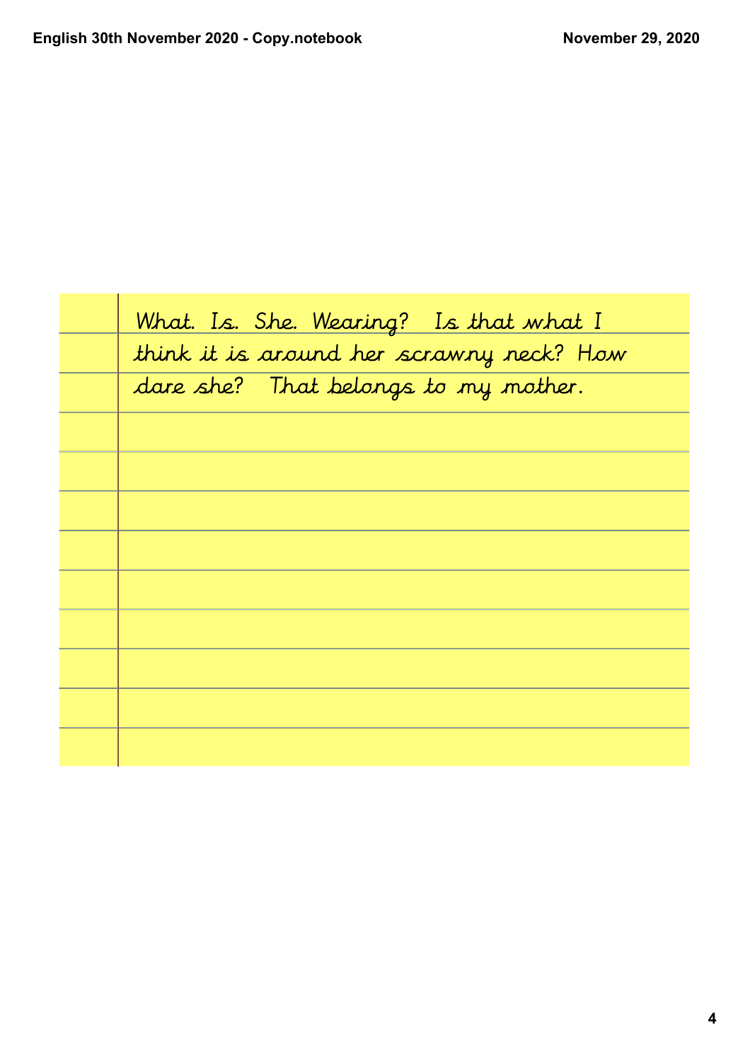What. Is. She. Wearing? Is that what I think it is around her scrawny neck? How dare she? That belongs to my mother.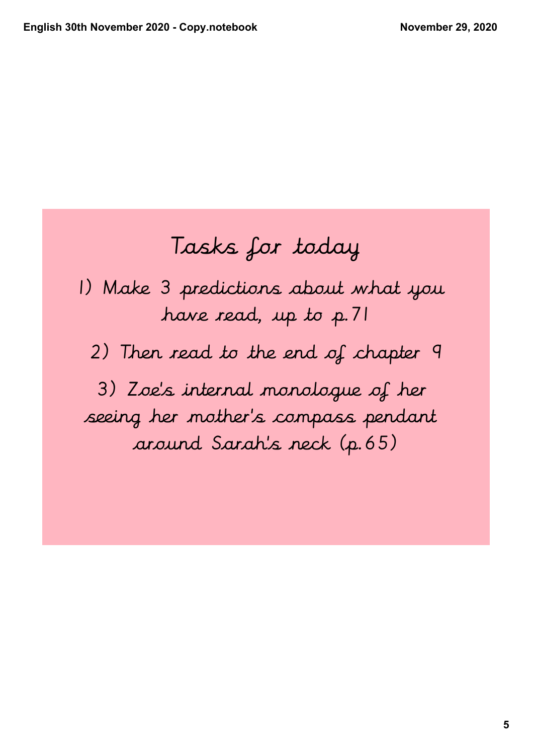# Tasks for today

1) Make 3 predictions about what you have read, up to p.71

2) Then read to the end of chapter 9

3) Zoe's internal monologue of her seeing her mother's compass pendant around Sarah's neck (p.65)